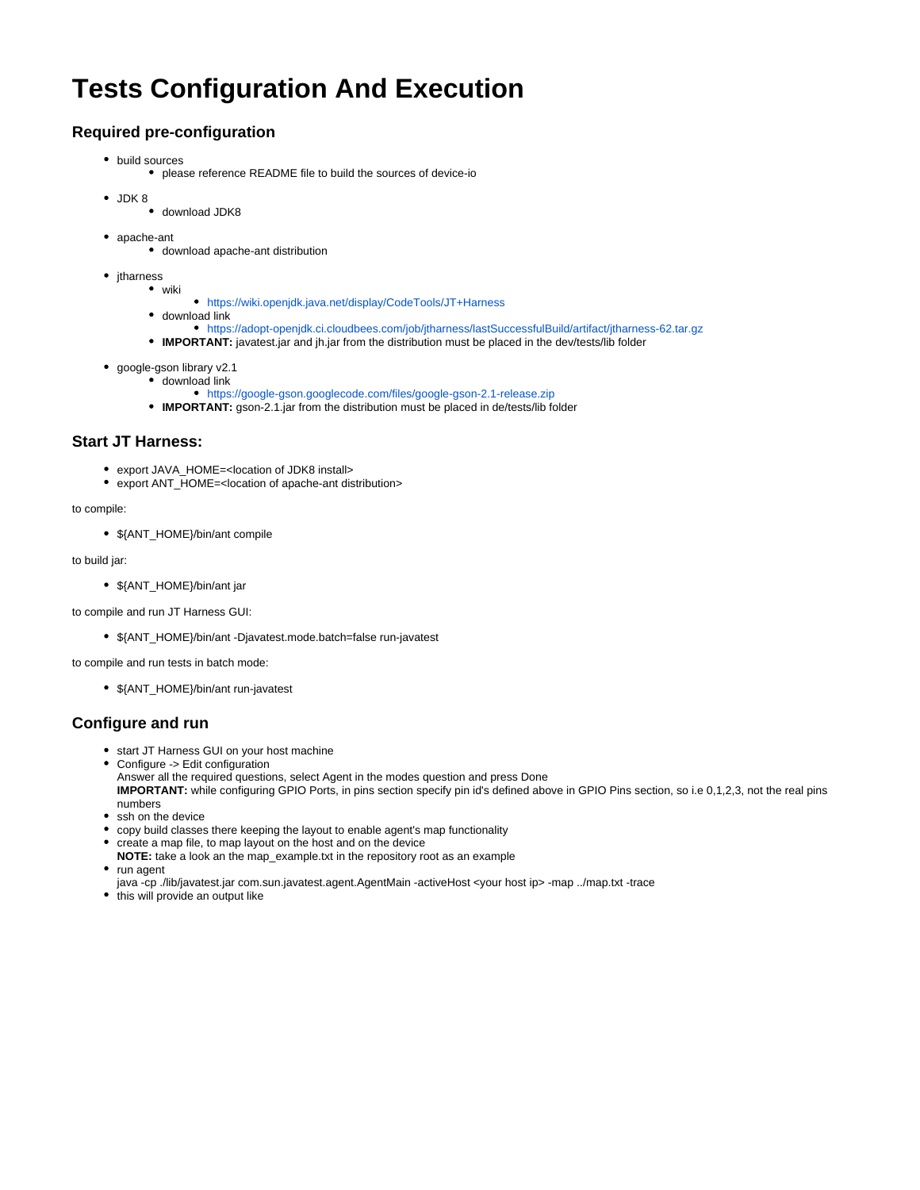# Tests Configuration And Execution

## Required pre-configuration

- build sources
    - please reference README file to build the sources of device-io
- JDK 8
    - download JDK8
- apache-ant
    - download apache-ant distribution
- jtharness
    - wiki
        - https://wiki.openjdk.java.net/display/CodeTools/JT+Harness
    - download link
        - https://adopt-openjdk.ci.cloudbees.com/job/jtharness/lastSuccessfulBuild/artifact/jtharness-62.tar.gz
    - **IMPORTANT:** javatest.jar and jh.jar from the distribution must be placed in the dev/tests/lib folder
- google-gson library v2.1
    - download link
        - https://google-gson.googlecode.com/files/google-gson-2.1-release.zip
    - **IMPORTANT:** gson-2.1.jar from the distribution must be placed in de/tests/lib folder

## Start JT Harness:

- export JAVA_HOME=<location of JDK8 install>
- export ANT_HOME=<location of apache-ant distribution>

to compile:

- ${ANT_HOME}/bin/ant compile

to build jar:

- ${ANT_HOME}/bin/ant jar

to compile and run JT Harness GUI:

- ${ANT_HOME}/bin/ant -Djavatest.mode.batch=false run-javatest

to compile and run tests in batch mode:

- ${ANT_HOME}/bin/ant run-javatest

## Configure and run

- start JT Harness GUI on your host machine
- Configure -> Edit configuration
  Answer all the required questions, select Agent in the modes question and press Done
  **IMPORTANT:** while configuring GPIO Ports, in pins section specify pin id's defined above in GPIO Pins section, so i.e 0,1,2,3, not the real pins numbers
- ssh on the device
- copy build classes there keeping the layout to enable agent's map functionality
- create a map file, to map layout on the host and on the device
  **NOTE:** take a look an the map_example.txt in the repository root as an example
- run agent
  java -cp ./lib/javatest.jar com.sun.javatest.agent.AgentMain -activeHost <your host ip> -map ../map.txt -trace
- this will provide an output like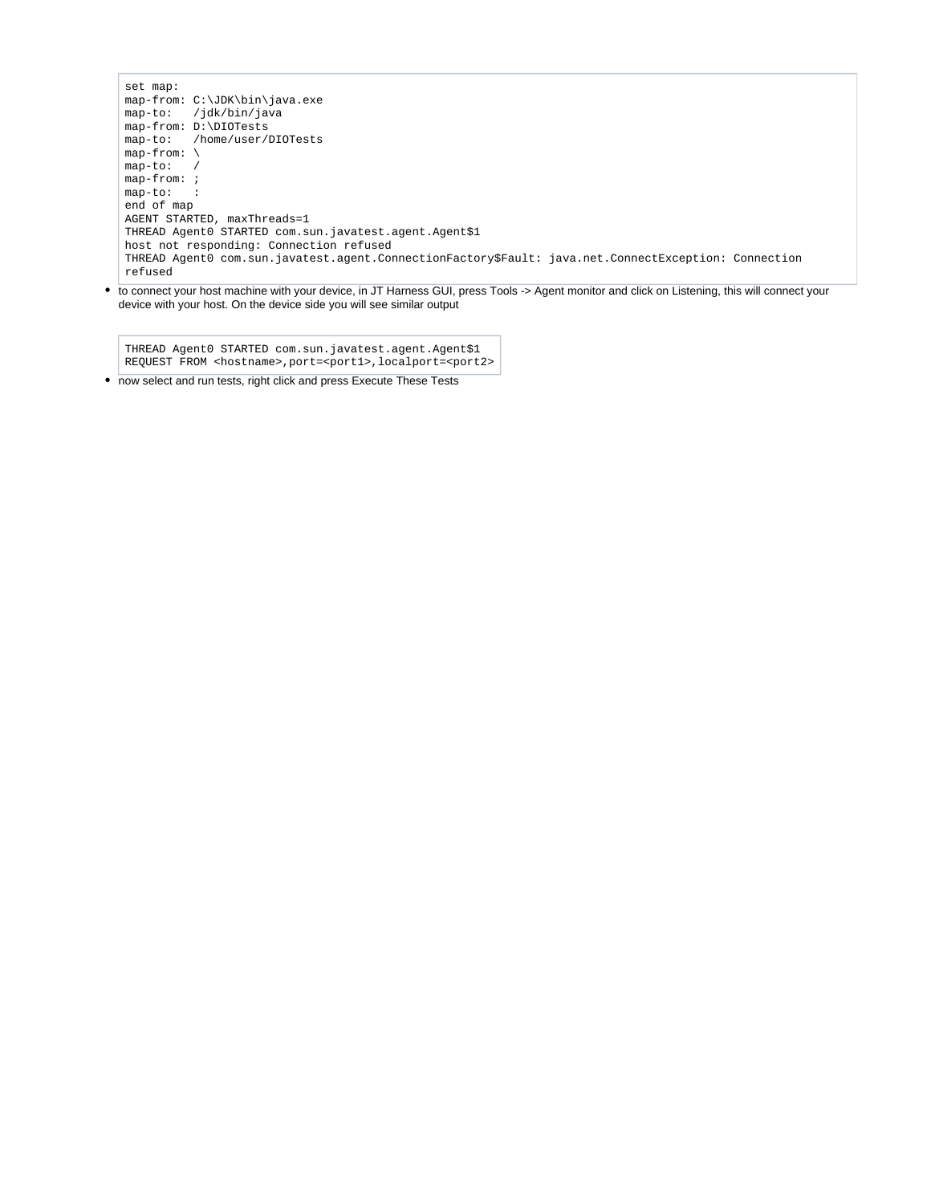```
set map:
map-from: C:\JDK\bin\java.exe
map-to:   /jdk/bin/java
map-from: D:\DIOTests
map-to:   /home/user/DIOTests
map-from: \
map-to:   /
map-from: ;
map-to:   :
end of map
AGENT STARTED, maxThreads=1
THREAD Agent0 STARTED com.sun.javatest.agent.Agent$1
host not responding: Connection refused
THREAD Agent0 com.sun.javatest.agent.ConnectionFactory$Fault: java.net.ConnectException: Connection
refused
```

- to connect your host machine with your device, in JT Harness GUI, press Tools -> Agent monitor and click on Listening, this will connect your device with your host. On the device side you will see similar output

```
THREAD Agent0 STARTED com.sun.javatest.agent.Agent$1
REQUEST FROM <hostname>,port=<port1>,localport=<port2>
```

- now select and run tests, right click and press Execute These Tests